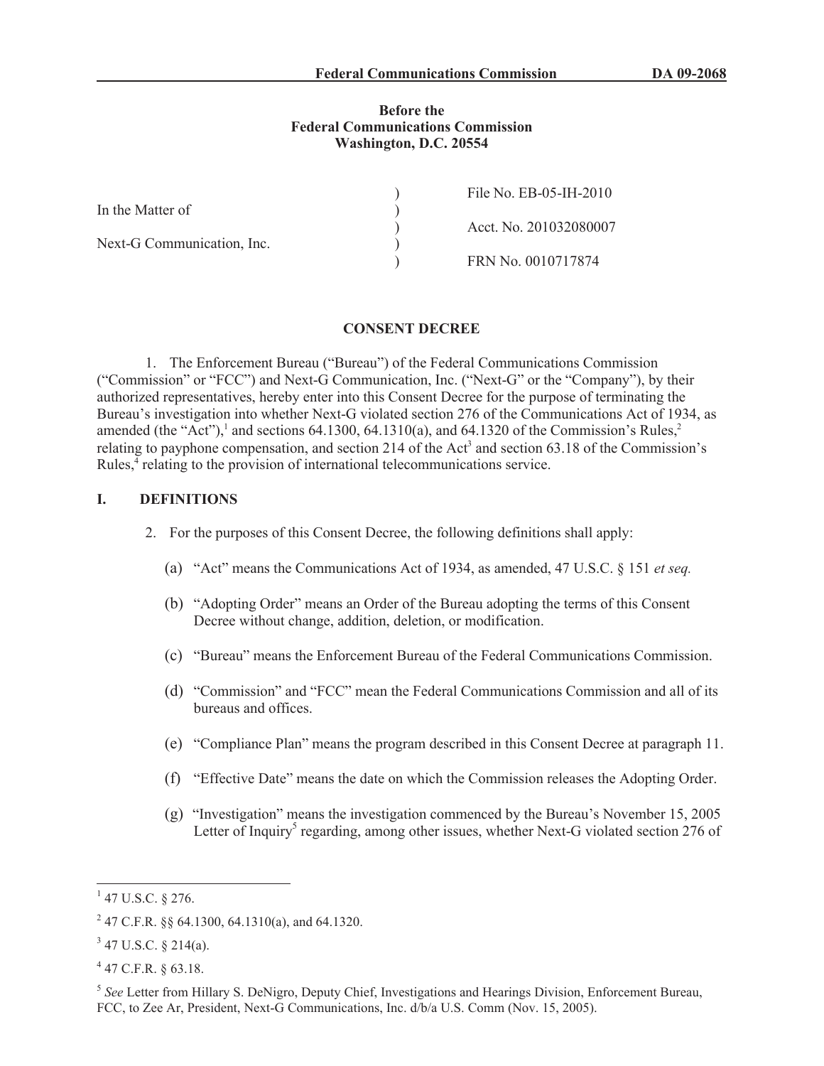**Federal Communications Commission DA 09-2068**

**Before the**
**Federal Communications Commission**
**Washington, D.C. 20554**

| | | |
|---|---|---|
| In the Matter of | ) | File No. EB-05-IH-2010 |
| | ) | |
| Next-G Communication, Inc. | ) | Acct. No. 201032080007 |
| | ) | |
| | ) | FRN No. 0010717874 |

## CONSENT DECREE

1. The Enforcement Bureau ("Bureau") of the Federal Communications Commission ("Commission" or "FCC") and Next-G Communication, Inc. ("Next-G" or the "Company"), by their authorized representatives, hereby enter into this Consent Decree for the purpose of terminating the Bureau's investigation into whether Next-G violated section 276 of the Communications Act of 1934, as amended (the "Act"),[1] and sections 64.1300, 64.1310(a), and 64.1320 of the Commission's Rules,[2] relating to payphone compensation, and section 214 of the Act[3] and section 63.18 of the Commission's Rules,[4] relating to the provision of international telecommunications service.

## I. DEFINITIONS

2. For the purposes of this Consent Decree, the following definitions shall apply:

(a) "Act" means the Communications Act of 1934, as amended, 47 U.S.C. § 151 *et seq.*

(b) "Adopting Order" means an Order of the Bureau adopting the terms of this Consent Decree without change, addition, deletion, or modification.

(c) "Bureau" means the Enforcement Bureau of the Federal Communications Commission.

(d) "Commission" and "FCC" mean the Federal Communications Commission and all of its bureaus and offices.

(e) "Compliance Plan" means the program described in this Consent Decree at paragraph 11.

(f) "Effective Date" means the date on which the Commission releases the Adopting Order.

(g) "Investigation" means the investigation commenced by the Bureau's November 15, 2005 Letter of Inquiry[5] regarding, among other issues, whether Next-G violated section 276 of

---

[1] 47 U.S.C. § 276.

[2] 47 C.F.R. §§ 64.1300, 64.1310(a), and 64.1320.

[3] 47 U.S.C. § 214(a).

[4] 47 C.F.R. § 63.18.

[5] *See* Letter from Hillary S. DeNigro, Deputy Chief, Investigations and Hearings Division, Enforcement Bureau, FCC, to Zee Ar, President, Next-G Communications, Inc. d/b/a U.S. Comm (Nov. 15, 2005).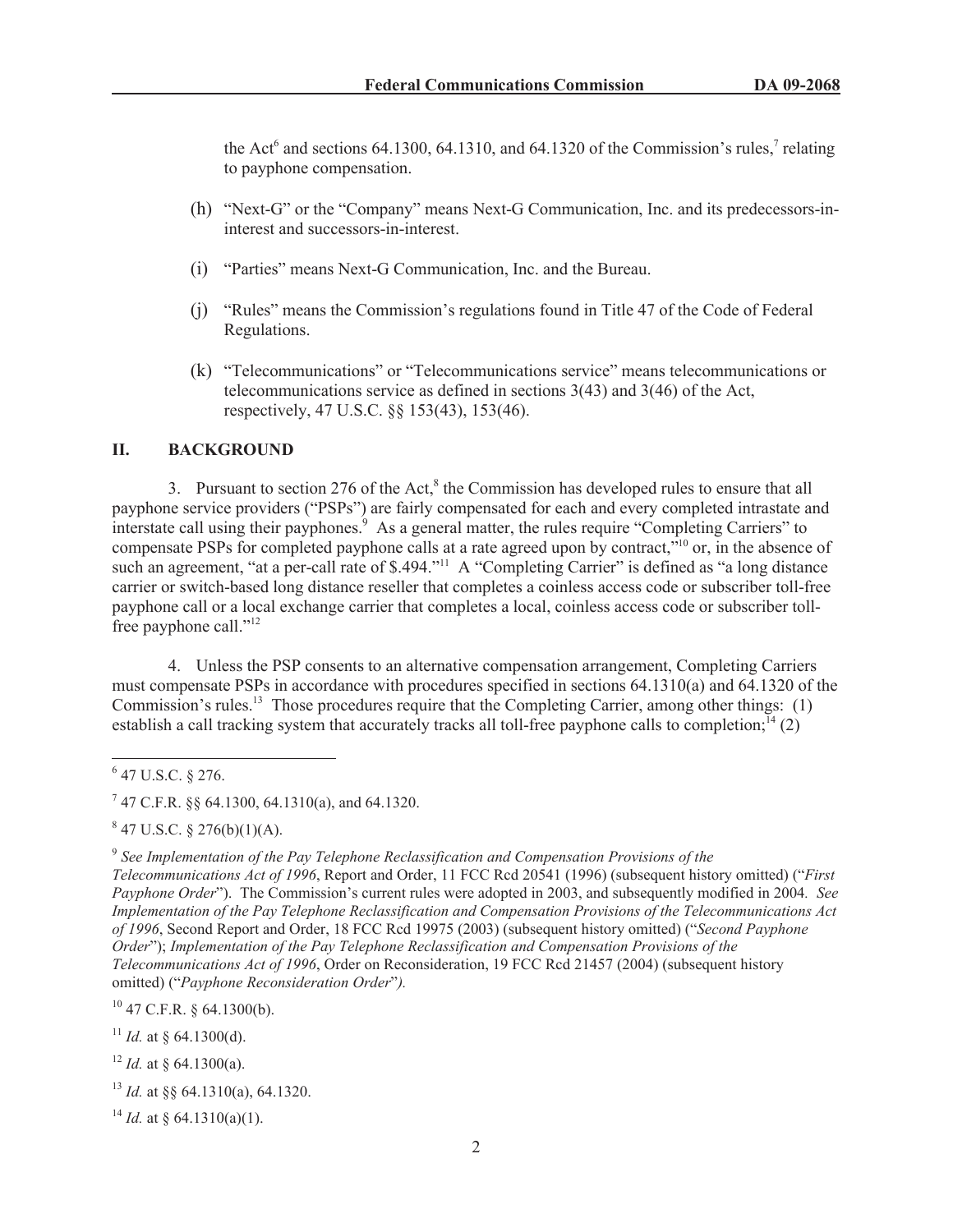the Act[6] and sections 64.1300, 64.1310, and 64.1320 of the Commission's rules,[7] relating to payphone compensation.

(h) "Next-G" or the "Company" means Next-G Communication, Inc. and its predecessors-in-interest and successors-in-interest.

(i) "Parties" means Next-G Communication, Inc. and the Bureau.

(j) "Rules" means the Commission's regulations found in Title 47 of the Code of Federal Regulations.

(k) "Telecommunications" or "Telecommunications service" means telecommunications or telecommunications service as defined in sections 3(43) and 3(46) of the Act, respectively, 47 U.S.C. §§ 153(43), 153(46).

## II. BACKGROUND

3. Pursuant to section 276 of the Act,[8] the Commission has developed rules to ensure that all payphone service providers ("PSPs") are fairly compensated for each and every completed intrastate and interstate call using their payphones.[9] As a general matter, the rules require "Completing Carriers" to compensate PSPs for completed payphone calls at a rate agreed upon by contract,"[10] or, in the absence of such an agreement, "at a per-call rate of $.494."[11] A "Completing Carrier" is defined as "a long distance carrier or switch-based long distance reseller that completes a coinless access code or subscriber toll-free payphone call or a local exchange carrier that completes a local, coinless access code or subscriber toll-free payphone call."[12]

4. Unless the PSP consents to an alternative compensation arrangement, Completing Carriers must compensate PSPs in accordance with procedures specified in sections 64.1310(a) and 64.1320 of the Commission's rules.[13] Those procedures require that the Completing Carrier, among other things: (1) establish a call tracking system that accurately tracks all toll-free payphone calls to completion;[14] (2)

---

[6] 47 U.S.C. § 276.

[7] 47 C.F.R. §§ 64.1300, 64.1310(a), and 64.1320.

[8] 47 U.S.C. § 276(b)(1)(A).

[9] *See Implementation of the Pay Telephone Reclassification and Compensation Provisions of the Telecommunications Act of 1996*, Report and Order, 11 FCC Rcd 20541 (1996) (subsequent history omitted) ("*First Payphone Order*"). The Commission's current rules were adopted in 2003, and subsequently modified in 2004. *See Implementation of the Pay Telephone Reclassification and Compensation Provisions of the Telecommunications Act of 1996*, Second Report and Order, 18 FCC Rcd 19975 (2003) (subsequent history omitted) ("*Second Payphone Order*"); *Implementation of the Pay Telephone Reclassification and Compensation Provisions of the Telecommunications Act of 1996*, Order on Reconsideration, 19 FCC Rcd 21457 (2004) (subsequent history omitted) ("*Payphone Reconsideration Order*").

[10] 47 C.F.R. § 64.1300(b).

[11] *Id.* at § 64.1300(d).

[12] *Id.* at § 64.1300(a).

[13] *Id.* at §§ 64.1310(a), 64.1320.

[14] *Id.* at § 64.1310(a)(1).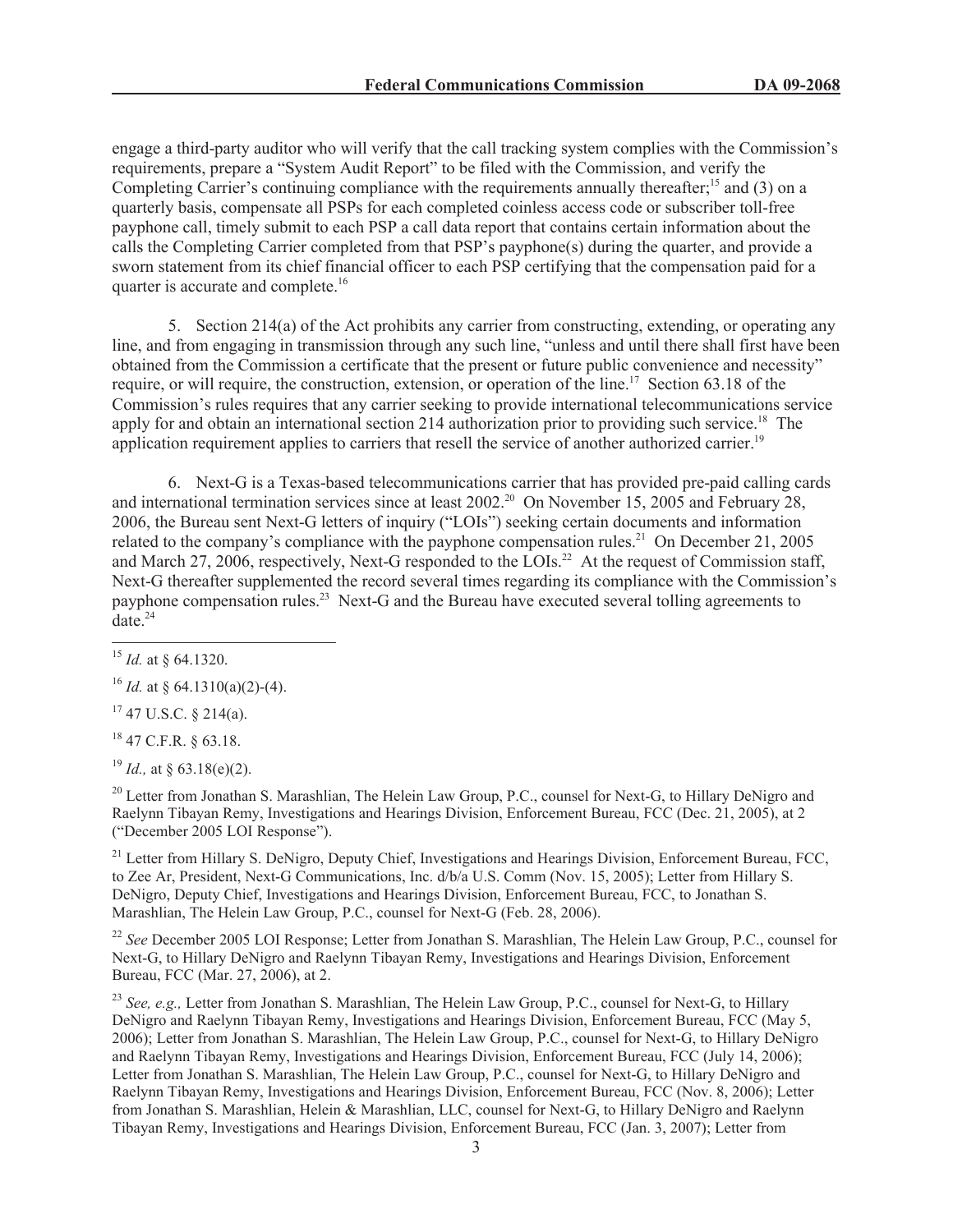engage a third-party auditor who will verify that the call tracking system complies with the Commission's requirements, prepare a "System Audit Report" to be filed with the Commission, and verify the Completing Carrier's continuing compliance with the requirements annually thereafter;[15] and (3) on a quarterly basis, compensate all PSPs for each completed coinless access code or subscriber toll-free payphone call, timely submit to each PSP a call data report that contains certain information about the calls the Completing Carrier completed from that PSP's payphone(s) during the quarter, and provide a sworn statement from its chief financial officer to each PSP certifying that the compensation paid for a quarter is accurate and complete.[16]

5. Section 214(a) of the Act prohibits any carrier from constructing, extending, or operating any line, and from engaging in transmission through any such line, "unless and until there shall first have been obtained from the Commission a certificate that the present or future public convenience and necessity" require, or will require, the construction, extension, or operation of the line.[17] Section 63.18 of the Commission's rules requires that any carrier seeking to provide international telecommunications service apply for and obtain an international section 214 authorization prior to providing such service.[18] The application requirement applies to carriers that resell the service of another authorized carrier.[19]

6. Next-G is a Texas-based telecommunications carrier that has provided pre-paid calling cards and international termination services since at least 2002.[20] On November 15, 2005 and February 28, 2006, the Bureau sent Next-G letters of inquiry ("LOIs") seeking certain documents and information related to the company's compliance with the payphone compensation rules.[21] On December 21, 2005 and March 27, 2006, respectively, Next-G responded to the LOIs.[22] At the request of Commission staff, Next-G thereafter supplemented the record several times regarding its compliance with the Commission's payphone compensation rules.[23] Next-G and the Bureau have executed several tolling agreements to date.[24]

---

[15] *Id.* at § 64.1320.

[16] *Id.* at § 64.1310(a)(2)-(4).

[17] 47 U.S.C. § 214(a).

[18] 47 C.F.R. § 63.18.

[19] *Id.,* at § 63.18(e)(2).

[20] Letter from Jonathan S. Marashlian, The Helein Law Group, P.C., counsel for Next-G, to Hillary DeNigro and Raelynn Tibayan Remy, Investigations and Hearings Division, Enforcement Bureau, FCC (Dec. 21, 2005), at 2 ("December 2005 LOI Response").

[21] Letter from Hillary S. DeNigro, Deputy Chief, Investigations and Hearings Division, Enforcement Bureau, FCC, to Zee Ar, President, Next-G Communications, Inc. d/b/a U.S. Comm (Nov. 15, 2005); Letter from Hillary S. DeNigro, Deputy Chief, Investigations and Hearings Division, Enforcement Bureau, FCC, to Jonathan S. Marashlian, The Helein Law Group, P.C., counsel for Next-G (Feb. 28, 2006).

[22] *See* December 2005 LOI Response; Letter from Jonathan S. Marashlian, The Helein Law Group, P.C., counsel for Next-G, to Hillary DeNigro and Raelynn Tibayan Remy, Investigations and Hearings Division, Enforcement Bureau, FCC (Mar. 27, 2006), at 2.

[23] *See, e.g.,* Letter from Jonathan S. Marashlian, The Helein Law Group, P.C., counsel for Next-G, to Hillary DeNigro and Raelynn Tibayan Remy, Investigations and Hearings Division, Enforcement Bureau, FCC (May 5, 2006); Letter from Jonathan S. Marashlian, The Helein Law Group, P.C., counsel for Next-G, to Hillary DeNigro and Raelynn Tibayan Remy, Investigations and Hearings Division, Enforcement Bureau, FCC (July 14, 2006); Letter from Jonathan S. Marashlian, The Helein Law Group, P.C., counsel for Next-G, to Hillary DeNigro and Raelynn Tibayan Remy, Investigations and Hearings Division, Enforcement Bureau, FCC (Nov. 8, 2006); Letter from Jonathan S. Marashlian, Helein & Marashlian, LLC, counsel for Next-G, to Hillary DeNigro and Raelynn Tibayan Remy, Investigations and Hearings Division, Enforcement Bureau, FCC (Jan. 3, 2007); Letter from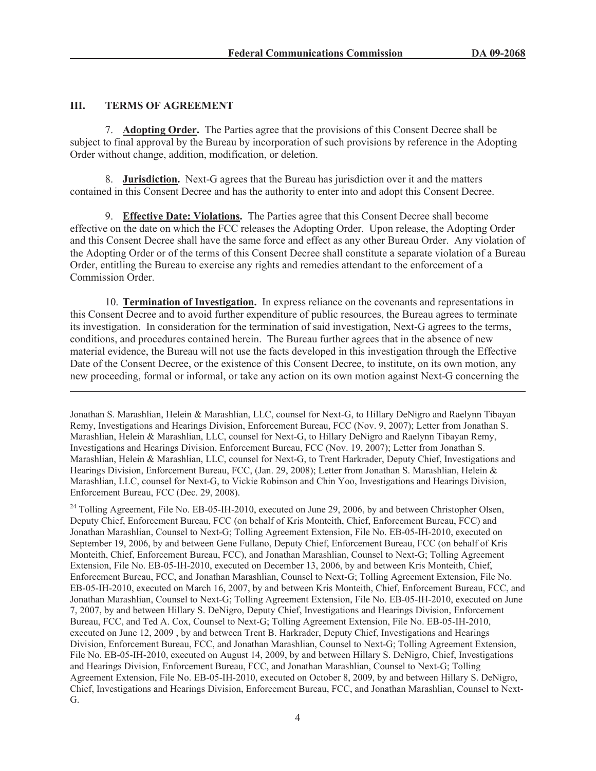## III. TERMS OF AGREEMENT

7. **Adopting Order.** The Parties agree that the provisions of this Consent Decree shall be subject to final approval by the Bureau by incorporation of such provisions by reference in the Adopting Order without change, addition, modification, or deletion.

8. **Jurisdiction.** Next-G agrees that the Bureau has jurisdiction over it and the matters contained in this Consent Decree and has the authority to enter into and adopt this Consent Decree.

9. **Effective Date: Violations.** The Parties agree that this Consent Decree shall become effective on the date on which the FCC releases the Adopting Order. Upon release, the Adopting Order and this Consent Decree shall have the same force and effect as any other Bureau Order. Any violation of the Adopting Order or of the terms of this Consent Decree shall constitute a separate violation of a Bureau Order, entitling the Bureau to exercise any rights and remedies attendant to the enforcement of a Commission Order.

10. **Termination of Investigation.** In express reliance on the covenants and representations in this Consent Decree and to avoid further expenditure of public resources, the Bureau agrees to terminate its investigation. In consideration for the termination of said investigation, Next-G agrees to the terms, conditions, and procedures contained herein. The Bureau further agrees that in the absence of new material evidence, the Bureau will not use the facts developed in this investigation through the Effective Date of the Consent Decree, or the existence of this Consent Decree, to institute, on its own motion, any new proceeding, formal or informal, or take any action on its own motion against Next-G concerning the

---

Jonathan S. Marashlian, Helein & Marashlian, LLC, counsel for Next-G, to Hillary DeNigro and Raelynn Tibayan Remy, Investigations and Hearings Division, Enforcement Bureau, FCC (Nov. 9, 2007); Letter from Jonathan S. Marashlian, Helein & Marashlian, LLC, counsel for Next-G, to Hillary DeNigro and Raelynn Tibayan Remy, Investigations and Hearings Division, Enforcement Bureau, FCC (Nov. 19, 2007); Letter from Jonathan S. Marashlian, Helein & Marashlian, LLC, counsel for Next-G, to Trent Harkrader, Deputy Chief, Investigations and Hearings Division, Enforcement Bureau, FCC, (Jan. 29, 2008); Letter from Jonathan S. Marashlian, Helein & Marashlian, LLC, counsel for Next-G, to Vickie Robinson and Chin Yoo, Investigations and Hearings Division, Enforcement Bureau, FCC (Dec. 29, 2008).

[24] Tolling Agreement, File No. EB-05-IH-2010, executed on June 29, 2006, by and between Christopher Olsen, Deputy Chief, Enforcement Bureau, FCC (on behalf of Kris Monteith, Chief, Enforcement Bureau, FCC) and Jonathan Marashlian, Counsel to Next-G; Tolling Agreement Extension, File No. EB-05-IH-2010, executed on September 19, 2006, by and between Gene Fullano, Deputy Chief, Enforcement Bureau, FCC (on behalf of Kris Monteith, Chief, Enforcement Bureau, FCC), and Jonathan Marashlian, Counsel to Next-G; Tolling Agreement Extension, File No. EB-05-IH-2010, executed on December 13, 2006, by and between Kris Monteith, Chief, Enforcement Bureau, FCC, and Jonathan Marashlian, Counsel to Next-G; Tolling Agreement Extension, File No. EB-05-IH-2010, executed on March 16, 2007, by and between Kris Monteith, Chief, Enforcement Bureau, FCC, and Jonathan Marashlian, Counsel to Next-G; Tolling Agreement Extension, File No. EB-05-IH-2010, executed on June 7, 2007, by and between Hillary S. DeNigro, Deputy Chief, Investigations and Hearings Division, Enforcement Bureau, FCC, and Ted A. Cox, Counsel to Next-G; Tolling Agreement Extension, File No. EB-05-IH-2010, executed on June 12, 2009 , by and between Trent B. Harkrader, Deputy Chief, Investigations and Hearings Division, Enforcement Bureau, FCC, and Jonathan Marashlian, Counsel to Next-G; Tolling Agreement Extension, File No. EB-05-IH-2010, executed on August 14, 2009, by and between Hillary S. DeNigro, Chief, Investigations and Hearings Division, Enforcement Bureau, FCC, and Jonathan Marashlian, Counsel to Next-G; Tolling Agreement Extension, File No. EB-05-IH-2010, executed on October 8, 2009, by and between Hillary S. DeNigro, Chief, Investigations and Hearings Division, Enforcement Bureau, FCC, and Jonathan Marashlian, Counsel to Next-G.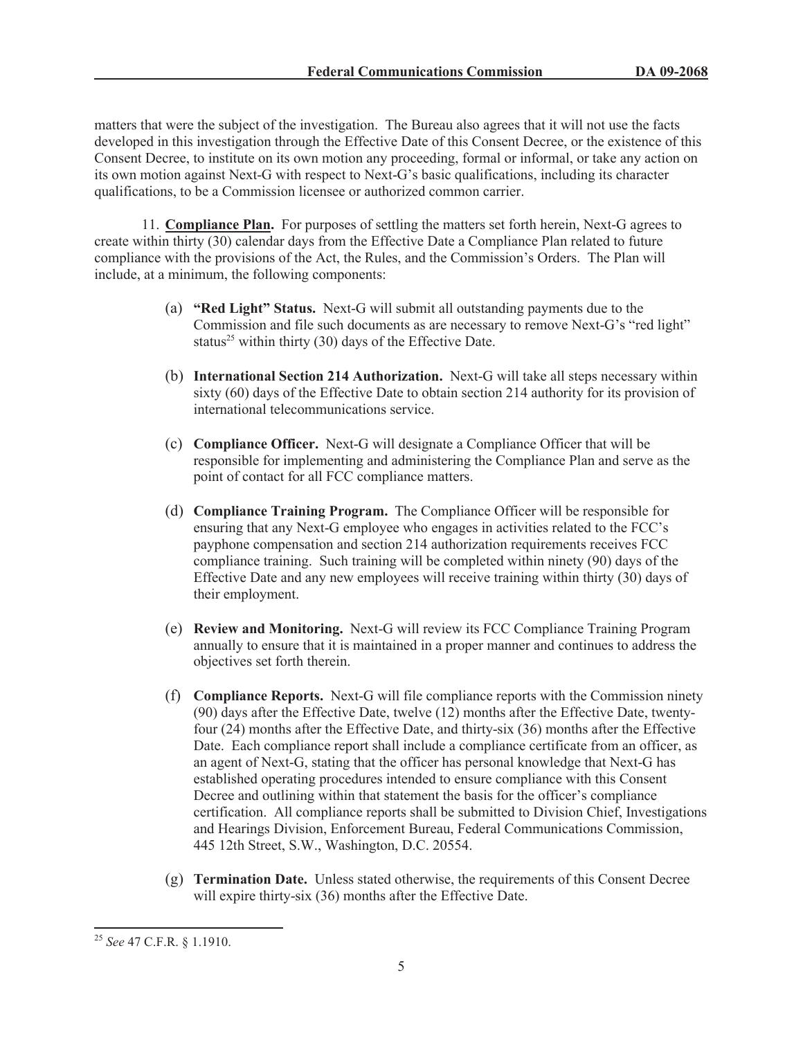matters that were the subject of the investigation. The Bureau also agrees that it will not use the facts developed in this investigation through the Effective Date of this Consent Decree, or the existence of this Consent Decree, to institute on its own motion any proceeding, formal or informal, or take any action on its own motion against Next-G with respect to Next-G's basic qualifications, including its character qualifications, to be a Commission licensee or authorized common carrier.

11. **Compliance Plan.** For purposes of settling the matters set forth herein, Next-G agrees to create within thirty (30) calendar days from the Effective Date a Compliance Plan related to future compliance with the provisions of the Act, the Rules, and the Commission's Orders. The Plan will include, at a minimum, the following components:

(a) **"Red Light" Status.** Next-G will submit all outstanding payments due to the Commission and file such documents as are necessary to remove Next-G's "red light" status[25] within thirty (30) days of the Effective Date.

(b) **International Section 214 Authorization.** Next-G will take all steps necessary within sixty (60) days of the Effective Date to obtain section 214 authority for its provision of international telecommunications service.

(c) **Compliance Officer.** Next-G will designate a Compliance Officer that will be responsible for implementing and administering the Compliance Plan and serve as the point of contact for all FCC compliance matters.

(d) **Compliance Training Program.** The Compliance Officer will be responsible for ensuring that any Next-G employee who engages in activities related to the FCC's payphone compensation and section 214 authorization requirements receives FCC compliance training. Such training will be completed within ninety (90) days of the Effective Date and any new employees will receive training within thirty (30) days of their employment.

(e) **Review and Monitoring.** Next-G will review its FCC Compliance Training Program annually to ensure that it is maintained in a proper manner and continues to address the objectives set forth therein.

(f) **Compliance Reports.** Next-G will file compliance reports with the Commission ninety (90) days after the Effective Date, twelve (12) months after the Effective Date, twenty-four (24) months after the Effective Date, and thirty-six (36) months after the Effective Date. Each compliance report shall include a compliance certificate from an officer, as an agent of Next-G, stating that the officer has personal knowledge that Next-G has established operating procedures intended to ensure compliance with this Consent Decree and outlining within that statement the basis for the officer's compliance certification. All compliance reports shall be submitted to Division Chief, Investigations and Hearings Division, Enforcement Bureau, Federal Communications Commission, 445 12th Street, S.W., Washington, D.C. 20554.

(g) **Termination Date.** Unless stated otherwise, the requirements of this Consent Decree will expire thirty-six (36) months after the Effective Date.

---

[25] *See* 47 C.F.R. § 1.1910.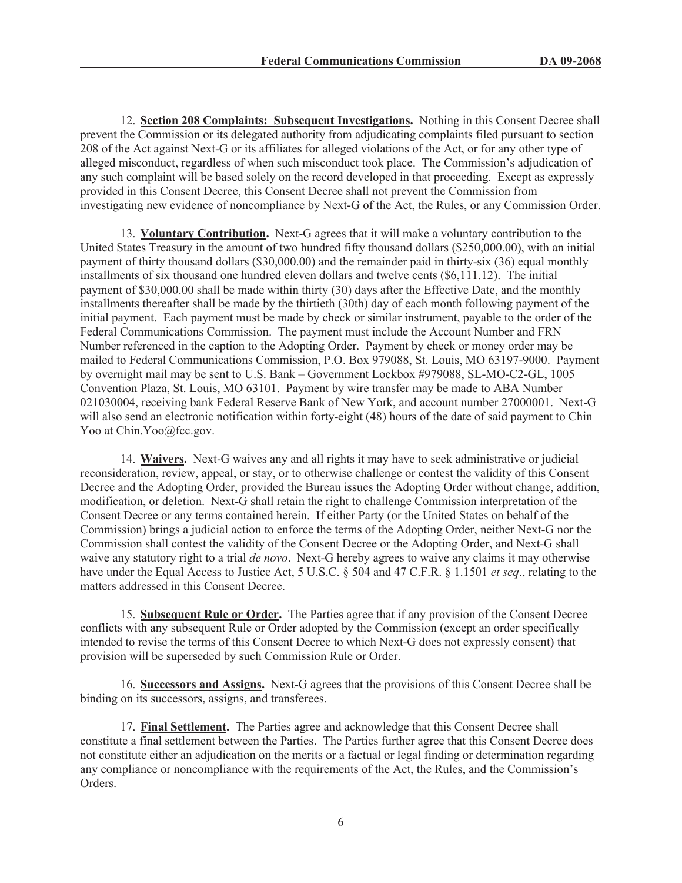12. **Section 208 Complaints: Subsequent Investigations.** Nothing in this Consent Decree shall prevent the Commission or its delegated authority from adjudicating complaints filed pursuant to section 208 of the Act against Next-G or its affiliates for alleged violations of the Act, or for any other type of alleged misconduct, regardless of when such misconduct took place. The Commission's adjudication of any such complaint will be based solely on the record developed in that proceeding. Except as expressly provided in this Consent Decree, this Consent Decree shall not prevent the Commission from investigating new evidence of noncompliance by Next-G of the Act, the Rules, or any Commission Order.

13. **Voluntary Contribution.** Next-G agrees that it will make a voluntary contribution to the United States Treasury in the amount of two hundred fifty thousand dollars ($250,000.00), with an initial payment of thirty thousand dollars ($30,000.00) and the remainder paid in thirty-six (36) equal monthly installments of six thousand one hundred eleven dollars and twelve cents ($6,111.12). The initial payment of $30,000.00 shall be made within thirty (30) days after the Effective Date, and the monthly installments thereafter shall be made by the thirtieth (30th) day of each month following payment of the initial payment. Each payment must be made by check or similar instrument, payable to the order of the Federal Communications Commission. The payment must include the Account Number and FRN Number referenced in the caption to the Adopting Order. Payment by check or money order may be mailed to Federal Communications Commission, P.O. Box 979088, St. Louis, MO 63197-9000. Payment by overnight mail may be sent to U.S. Bank – Government Lockbox #979088, SL-MO-C2-GL, 1005 Convention Plaza, St. Louis, MO 63101. Payment by wire transfer may be made to ABA Number 021030004, receiving bank Federal Reserve Bank of New York, and account number 27000001. Next-G will also send an electronic notification within forty-eight (48) hours of the date of said payment to Chin Yoo at Chin.Yoo@fcc.gov.

14. **Waivers.** Next-G waives any and all rights it may have to seek administrative or judicial reconsideration, review, appeal, or stay, or to otherwise challenge or contest the validity of this Consent Decree and the Adopting Order, provided the Bureau issues the Adopting Order without change, addition, modification, or deletion. Next-G shall retain the right to challenge Commission interpretation of the Consent Decree or any terms contained herein. If either Party (or the United States on behalf of the Commission) brings a judicial action to enforce the terms of the Adopting Order, neither Next-G nor the Commission shall contest the validity of the Consent Decree or the Adopting Order, and Next-G shall waive any statutory right to a trial *de novo*. Next-G hereby agrees to waive any claims it may otherwise have under the Equal Access to Justice Act, 5 U.S.C. § 504 and 47 C.F.R. § 1.1501 *et seq*., relating to the matters addressed in this Consent Decree.

15. **Subsequent Rule or Order.** The Parties agree that if any provision of the Consent Decree conflicts with any subsequent Rule or Order adopted by the Commission (except an order specifically intended to revise the terms of this Consent Decree to which Next-G does not expressly consent) that provision will be superseded by such Commission Rule or Order.

16. **Successors and Assigns.** Next-G agrees that the provisions of this Consent Decree shall be binding on its successors, assigns, and transferees.

17. **Final Settlement.** The Parties agree and acknowledge that this Consent Decree shall constitute a final settlement between the Parties. The Parties further agree that this Consent Decree does not constitute either an adjudication on the merits or a factual or legal finding or determination regarding any compliance or noncompliance with the requirements of the Act, the Rules, and the Commission's Orders.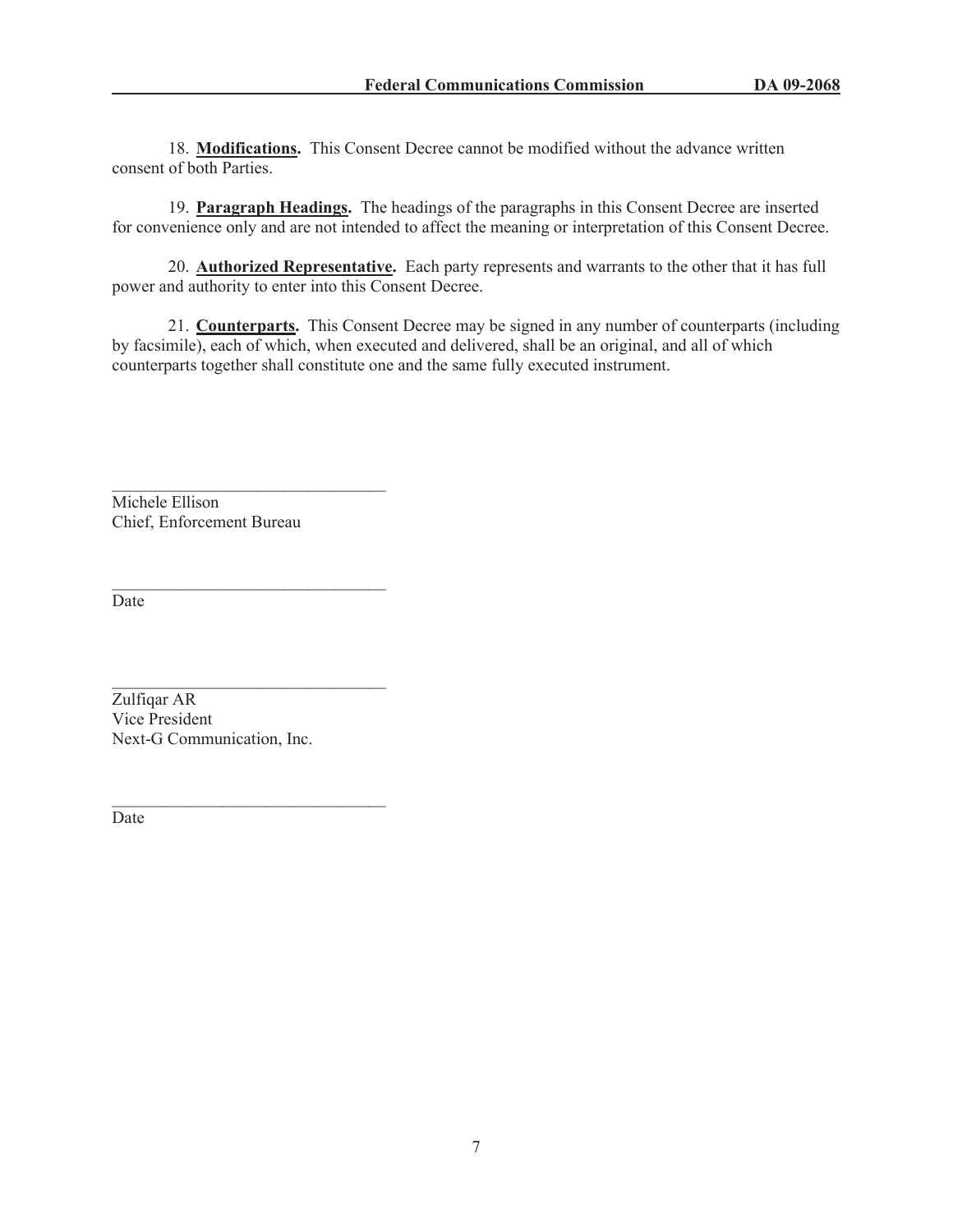18. **Modifications.** This Consent Decree cannot be modified without the advance written consent of both Parties.

19. **Paragraph Headings.** The headings of the paragraphs in this Consent Decree are inserted for convenience only and are not intended to affect the meaning or interpretation of this Consent Decree.

20. **Authorized Representative.** Each party represents and warrants to the other that it has full power and authority to enter into this Consent Decree.

21. **Counterparts.** This Consent Decree may be signed in any number of counterparts (including by facsimile), each of which, when executed and delivered, shall be an original, and all of which counterparts together shall constitute one and the same fully executed instrument.

________________________________
Michele Ellison
Chief, Enforcement Bureau

________________________________
Date

________________________________
Zulfiqar AR
Vice President
Next-G Communication, Inc.

________________________________
Date